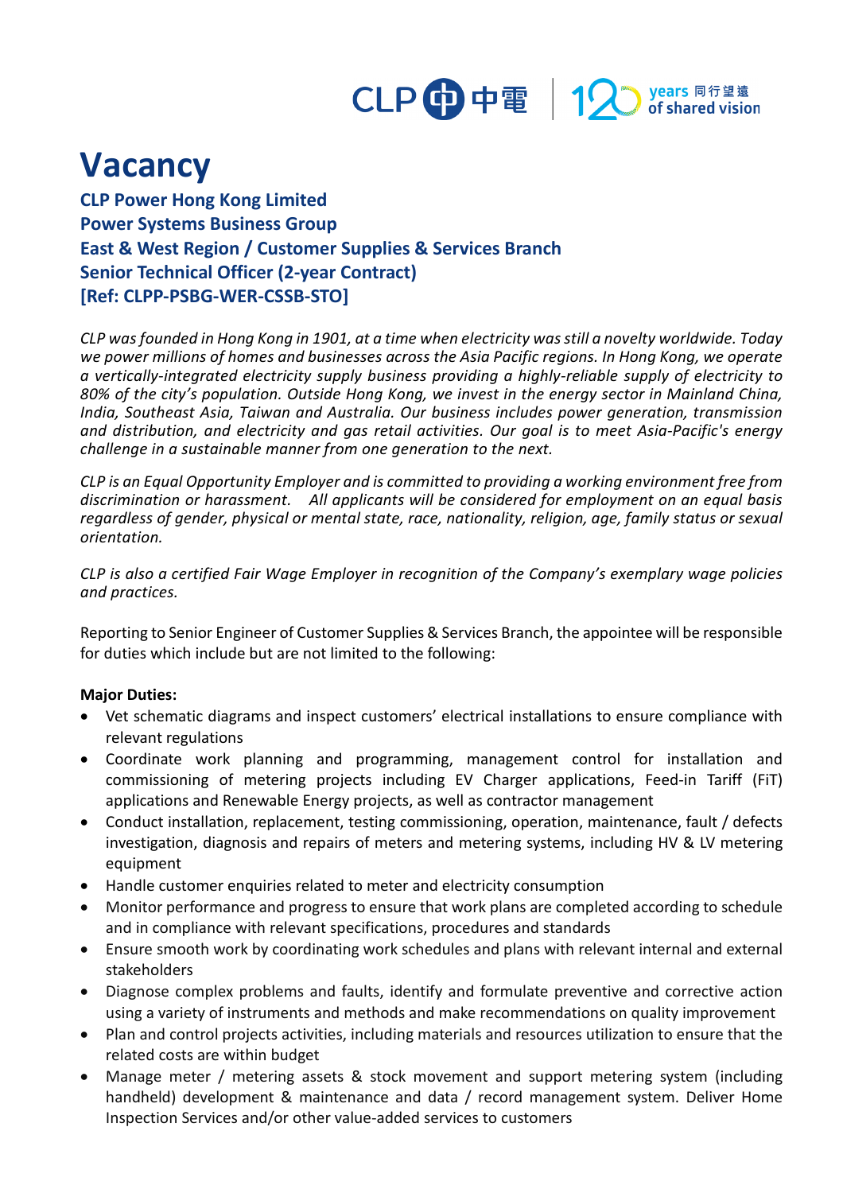# Vacancy

**CLP Power Hong Kong Limited**
**Power Systems Business Group**
**East & West Region / Customer Supplies & Services Branch**
**Senior Technical Officer (2-year Contract)**
**[Ref: CLPP-PSBG-WER-CSSB-STO]**

*CLP was founded in Hong Kong in 1901, at a time when electricity was still a novelty worldwide. Today we power millions of homes and businesses across the Asia Pacific regions. In Hong Kong, we operate a vertically-integrated electricity supply business providing a highly-reliable supply of electricity to 80% of the city's population. Outside Hong Kong, we invest in the energy sector in Mainland China, India, Southeast Asia, Taiwan and Australia. Our business includes power generation, transmission and distribution, and electricity and gas retail activities. Our goal is to meet Asia-Pacific's energy challenge in a sustainable manner from one generation to the next.*

*CLP is an Equal Opportunity Employer and is committed to providing a working environment free from discrimination or harassment. All applicants will be considered for employment on an equal basis regardless of gender, physical or mental state, race, nationality, religion, age, family status or sexual orientation.*

*CLP is also a certified Fair Wage Employer in recognition of the Company's exemplary wage policies and practices.*

Reporting to Senior Engineer of Customer Supplies & Services Branch, the appointee will be responsible for duties which include but are not limited to the following:

**Major Duties:**

- Vet schematic diagrams and inspect customers' electrical installations to ensure compliance with relevant regulations
- Coordinate work planning and programming, management control for installation and commissioning of metering projects including EV Charger applications, Feed-in Tariff (FiT) applications and Renewable Energy projects, as well as contractor management
- Conduct installation, replacement, testing commissioning, operation, maintenance, fault / defects investigation, diagnosis and repairs of meters and metering systems, including HV & LV metering equipment
- Handle customer enquiries related to meter and electricity consumption
- Monitor performance and progress to ensure that work plans are completed according to schedule and in compliance with relevant specifications, procedures and standards
- Ensure smooth work by coordinating work schedules and plans with relevant internal and external stakeholders
- Diagnose complex problems and faults, identify and formulate preventive and corrective action using a variety of instruments and methods and make recommendations on quality improvement
- Plan and control projects activities, including materials and resources utilization to ensure that the related costs are within budget
- Manage meter / metering assets & stock movement and support metering system (including handheld) development & maintenance and data / record management system. Deliver Home Inspection Services and/or other value-added services to customers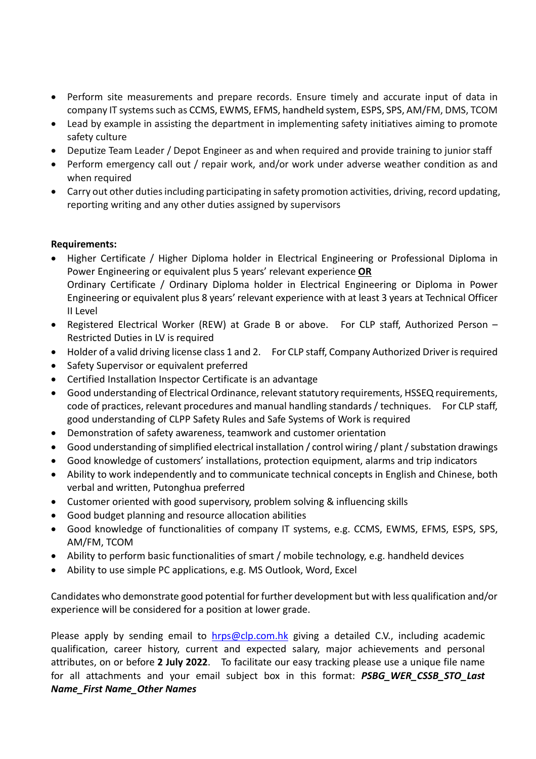- Perform site measurements and prepare records. Ensure timely and accurate input of data in company IT systems such as CCMS, EWMS, EFMS, handheld system, ESPS, SPS, AM/FM, DMS, TCOM
- Lead by example in assisting the department in implementing safety initiatives aiming to promote safety culture
- Deputize Team Leader / Depot Engineer as and when required and provide training to junior staff
- Perform emergency call out / repair work, and/or work under adverse weather condition as and when required
- Carry out other duties including participating in safety promotion activities, driving, record updating, reporting writing and any other duties assigned by supervisors

**Requirements:**

- Higher Certificate / Higher Diploma holder in Electrical Engineering or Professional Diploma in Power Engineering or equivalent plus 5 years' relevant experience **OR**
  Ordinary Certificate / Ordinary Diploma holder in Electrical Engineering or Diploma in Power Engineering or equivalent plus 8 years' relevant experience with at least 3 years at Technical Officer II Level
- Registered Electrical Worker (REW) at Grade B or above. For CLP staff, Authorized Person – Restricted Duties in LV is required
- Holder of a valid driving license class 1 and 2. For CLP staff, Company Authorized Driver is required
- Safety Supervisor or equivalent preferred
- Certified Installation Inspector Certificate is an advantage
- Good understanding of Electrical Ordinance, relevant statutory requirements, HSSEQ requirements, code of practices, relevant procedures and manual handling standards / techniques. For CLP staff, good understanding of CLPP Safety Rules and Safe Systems of Work is required
- Demonstration of safety awareness, teamwork and customer orientation
- Good understanding of simplified electrical installation / control wiring / plant / substation drawings
- Good knowledge of customers' installations, protection equipment, alarms and trip indicators
- Ability to work independently and to communicate technical concepts in English and Chinese, both verbal and written, Putonghua preferred
- Customer oriented with good supervisory, problem solving & influencing skills
- Good budget planning and resource allocation abilities
- Good knowledge of functionalities of company IT systems, e.g. CCMS, EWMS, EFMS, ESPS, SPS, AM/FM, TCOM
- Ability to perform basic functionalities of smart / mobile technology, e.g. handheld devices
- Ability to use simple PC applications, e.g. MS Outlook, Word, Excel

Candidates who demonstrate good potential for further development but with less qualification and/or experience will be considered for a position at lower grade.

Please apply by sending email to hrps@clp.com.hk giving a detailed C.V., including academic qualification, career history, current and expected salary, major achievements and personal attributes, on or before **2 July 2022**. To facilitate our easy tracking please use a unique file name for all attachments and your email subject box in this format: ***PSBG_WER_CSSB_STO_Last Name_First Name_Other Names***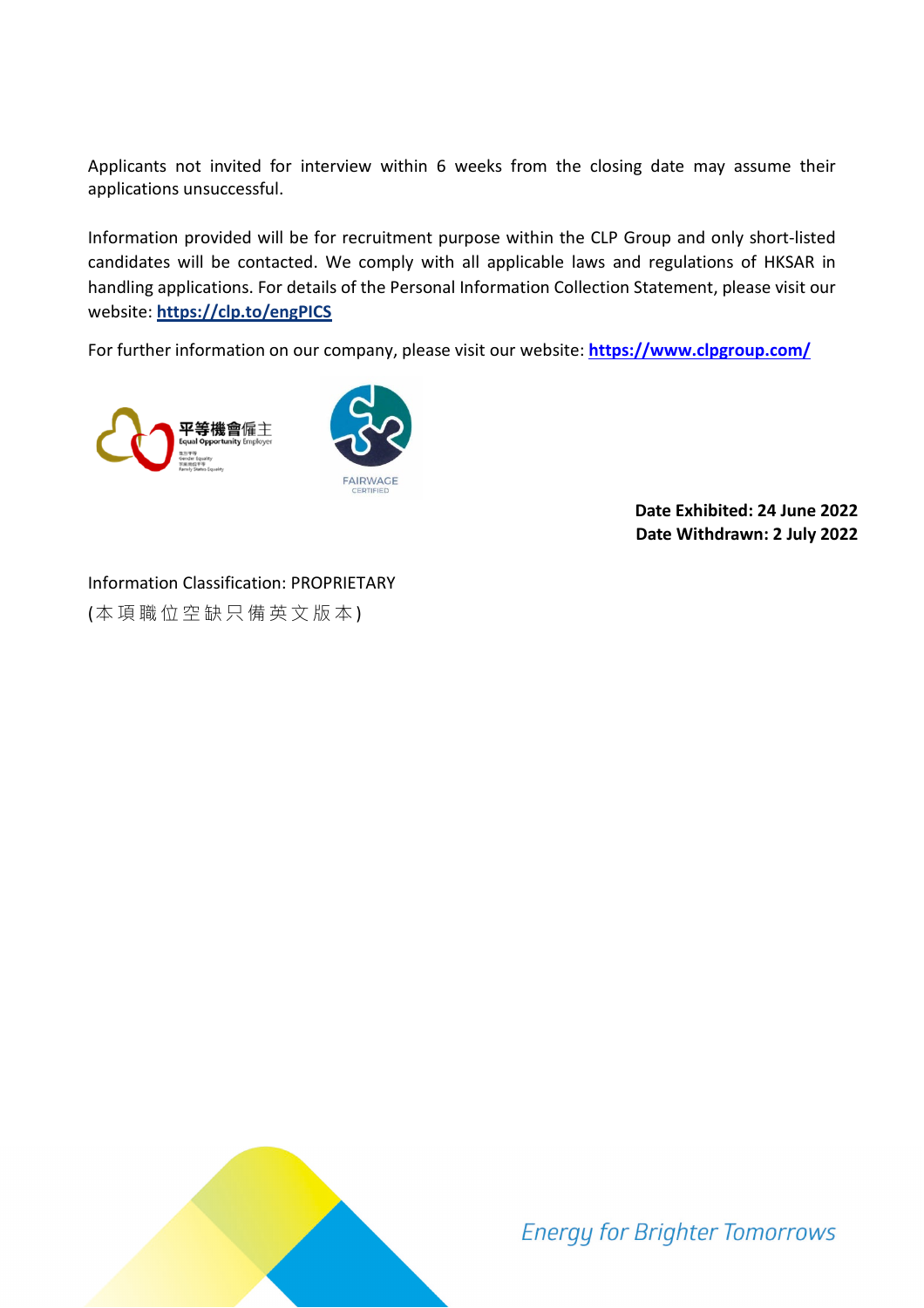Applicants not invited for interview within 6 weeks from the closing date may assume their applications unsuccessful.

Information provided will be for recruitment purpose within the CLP Group and only short-listed candidates will be contacted. We comply with all applicable laws and regulations of HKSAR in handling applications. For details of the Personal Information Collection Statement, please visit our website: **https://clp.to/engPICS**

For further information on our company, please visit our website: **https://www.clpgroup.com/**

**Date Exhibited: 24 June 2022**
**Date Withdrawn: 2 July 2022**

Information Classification: PROPRIETARY
(本 項 職 位 空 缺 只 備 英 文 版 本)

*Energy for Brighter Tomorrows*